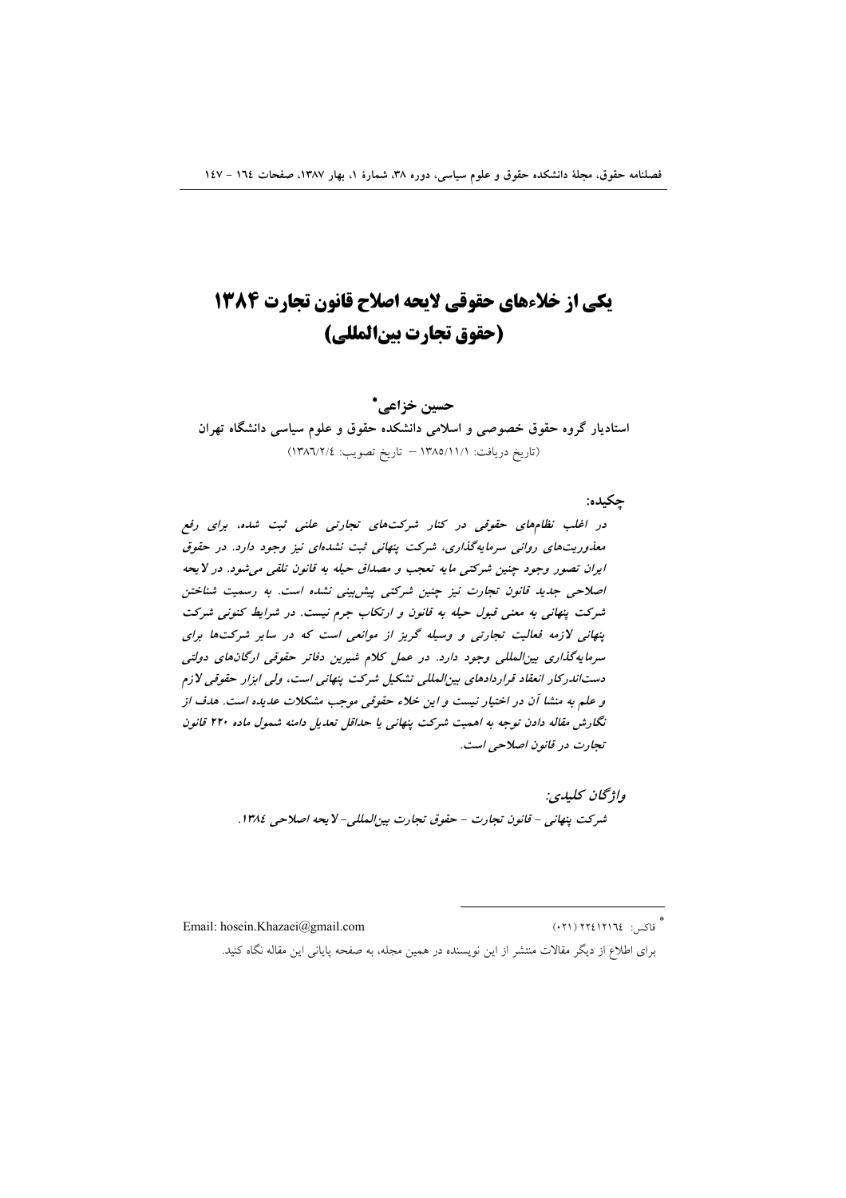# یکی از خلاءهای حقوقی لایحه اصلاح قانون تجارت ۱۳۸۴ (حقوق تجارت بین‌المللی)

**حسین خزاعی***

**استادیار گروه حقوق خصوصی و اسلامی دانشکده حقوق و علوم سیاسی دانشگاه تهران**

(تاریخ دریافت: ۱۳۸۵/۱۱/۱ – تاریخ تصویب: ۱۳۸۶/۲/٤)

**چکیده:**

*در اغلب نظام‌های حقوقی در کنار شرکت‌های تجارتی علنی ثبت شده، برای رفع معذوریت‌های روانی سرمایه‌گذاری، شرکت پنهانی ثبت نشده‌ای نیز وجود دارد. در حقوق ایران تصور وجود چنین شرکتی مایه تعجب و مصداق حیله به قانون تلقی می‌شود. در لایحه اصلاحی جدید قانون تجارت نیز چنین شرکتی پیش‌بینی نشده است. به رسمیت شناختن شرکت پنهانی به معنی قبول حیله به قانون و ارتکاب جرم نیست. در شرایط کنونی شرکت پنهانی لازمه فعالیت تجارتی و وسیله گریز از موانعی است که در سایر شرکت‌ها برای سرمایه‌گذاری بین‌المللی وجود دارد. در عمل کلام شیرین دفاتر حقوقی ارگان‌های دولتی دست‌اندرکار انعقاد قراردادهای بین‌المللی تشکیل شرکت پنهانی است، ولی ابزار حقوقی لازم و علم به منشا آن در اختیار نیست و این خلاء حقوقی موجب مشکلات عدیده است. هدف از نگارش مقاله دادن توجه به اهمیت شرکت پنهانی یا حداقل تعدیل دامنه شمول ماده ۲۲۰ قانون تجارت در قانون اصلاحی است.*

***واژگان کلیدی:***

*شرکت پنهانی – قانون تجارت – حقوق تجارت بین‌المللی- لایحه اصلاحی ۱۳۸٤.*

---

* فاکس: ۲۲٤۱۲۱٦٤ (۰۲۱) Email: hosein.Khazaei@gmail.com

برای اطلاع از دیگر مقالات منتشر از این نویسنده در همین مجله، به صفحه پایانی این مقاله نگاه کنید.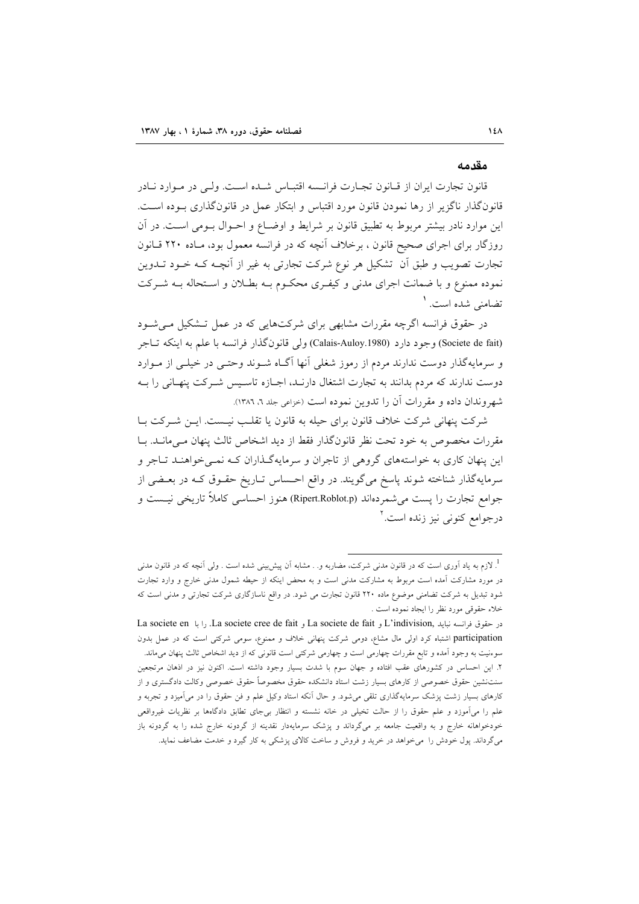## مقدمه

قانون تجارت ایران از قـانون تجـارت فرانـسه اقتبـاس شـده اسـت. ولـی در مـوارد نـادر قانونگذار ناگزیر از رها نمودن قانون مورد اقتباس و ابتکار عمل در قانونگذاری بـوده اسـت. این موارد نادر بیشتر مربوط به تطبیق قانون بر شرایط و اوضـاع و احـوال بـومی اسـت. در آن روزگار برای اجرای صحیح قانون ، برخلاف آنچه که در فرانسه معمول بود، مـاده ۲۲۰ قـانون تجارت تصویب و طبق آن تشکیل هر نوع شرکت تجارتی به غیر از آنچـه کـه خـود تـدوین نموده ممنوع و با ضمانت اجرای مدنی و کیفـری محکـوم بـه بطـلان و اسـتحاله بـه شـرکت تضامنی شده است.[1]

در حقوق فرانسه اگرچه مقررات مشابهی برای شرکتهایی که در عمل تـشکیل مـیشـود (Societe de fait) وجود دارد (Calais-Auloy.1980) ولی قانونگذار فرانسه با علم به اینکه تـاجر و سرمایهگذار دوست ندارند مردم از رموز شغلی آنها آگـاه شـوند وحتـی در خیلـی از مـوارد دوست ندارند که مردم بدانند به تجارت اشتغال دارنـد، اجـازه تاسـیس شـرکت پنهـانی را بـه شهروندان داده و مقررات آن را تدوین نموده است (خزاعی جلد ٦، ١٣٨٦).

شرکت پنهانی شرکت خلاف قانون برای حیله به قانون یا تقلـب نیـست. ایـن شـرکت بـا مقررات مخصوص به خود تحت نظر قانونگذار فقط از دید اشخاص ثالث پنهان مـیمانـد. بـا این پنهان کاری به خواستههای گروهی از تاجران و سرمایهگـذاران کـه نمـیخواهنـد تـاجر و سرمایهگذار شناخته شوند پاسخ میگویند. در واقع احـساس تـاریخ حقـوق کـه در بعـضی از جوامع تجارت را پست میشمردهاند (Ripert.Roblot.p) هنوز احساسی کاملاً تاریخی نیـست و درجوامع کنونی نیز زنده است.[2]

---

[1]. لازم به یاد آوری است که در قانون مدنی شرکت، مضاربه و. . مشابه آن پیشبینی شده است . ولی آنچه که در قانون مدنی در مورد مشارکت آمده است مربوط به مشارکت مدنی است و به محض اینکه از حیطه شمول مدنی خارج و وارد تجارت شود تبدیل به شرکت تضامنی موضوع ماده ۲۲۰ قانون تجارت می شود. در واقع ناسازگاری شرکت تجارتی و مدنی است که خلاء حقوقی مورد نظر را ایجاد نموده است .

در حقوق فرانسه نباید ,L'indivision و La societe de fait و La societe cree de fait. را با La societe en participation اشتباه کرد اولی مال مشاع، دومی شرکت پنهانی خلاف و ممنوع، سومی شرکتی است که در عمل بدون سوءنیت به وجود آمده و تابع مقررات چهارمی است و چهارمی شرکتی است قانونی که از دید اشخاص ثالث پنهان میماند.

[2]. این احساس در کشورهای عقب افتاده و جهان سوم با شدت بسیار وجود داشته است. اکنون نیز در اذهان مرتجعین سنتنشین حقوق خصوصی از کارهای بسیار زشت استاد دانشکده حقوق مخصوصاً حقوق خصوصی وکالت دادگستری و از کارهای بسیار زشت پزشک سرمایهگذاری تلقی میشود. و حال آنکه استاد وکیل علم و فن حقوق را در میآمیزد و تجربه و علم را میآموزد و علم حقوق را از حالت تخیلی در خانه نشسته و انتظار بیجای تطابق دادگاهها بر نظریات غیرواقعی خودخواهانه خارج و به واقعیت جامعه بر میگرداند و پزشک سرمایهدار نقدینه از گردونه خارج شده را به گردونه باز میگرداند. پول خودش را میخواهد در خرید و فروش و ساخت کالای پزشکی به کار گیرد و خدمت مضاعف نماید.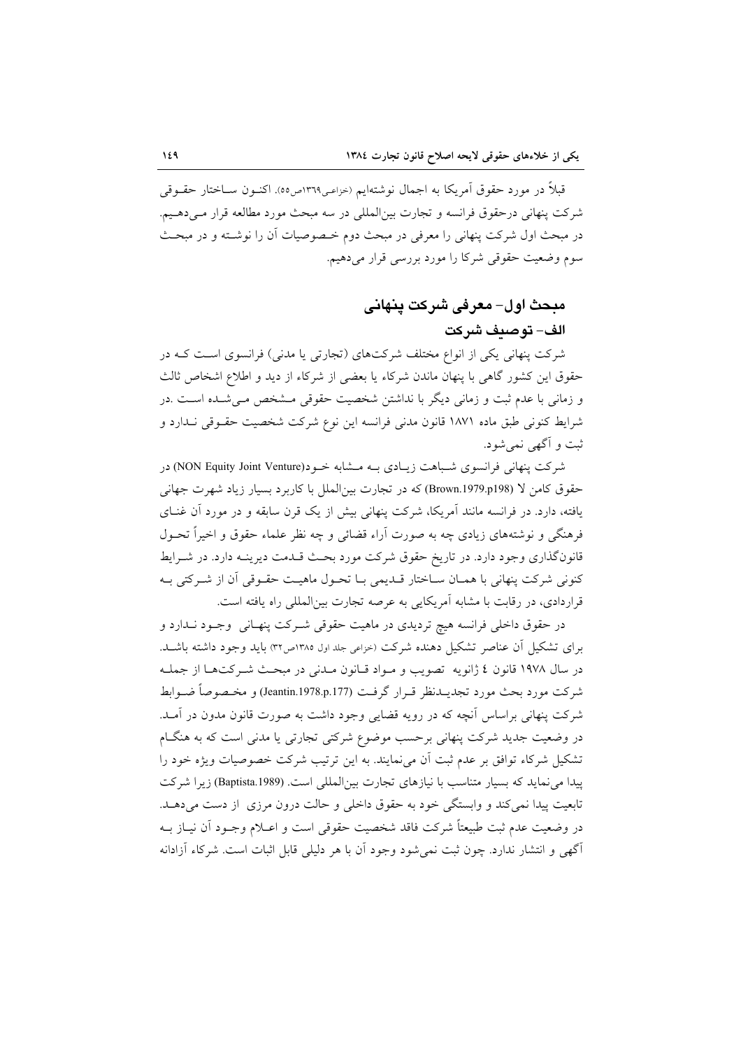قبلاً در مورد حقوق آمریکا به اجمال نوشته‌ایم (خزاعی۱۳۶۹ص۵۵). اکنون ساختار حقوقی شرکت پنهانی درحقوق فرانسه و تجارت بین‌المللی در سه مبحث مورد مطالعه قرار می‌دهیم. در مبحث اول شرکت پنهانی را معرفی در مبحث دوم خصوصیات آن را نوشته و در مبحث سوم وضعیت حقوقی شرکا را مورد بررسی قرار می‌دهیم.

## مبحث اول- معرفی شرکت پنهانی

### الف- توصیف شرکت

شرکت پنهانی یکی از انواع مختلف شرکت‌های (تجارتی یا مدنی) فرانسوی است که در حقوق این کشور گاهی با پنهان ماندن شرکاء یا بعضی از شرکاء از دید و اطلاع اشخاص ثالث و زمانی با عدم ثبت و زمانی دیگر با نداشتن شخصیت حقوقی مشخص می‌شده است .در شرایط کنونی طبق ماده ۱۸۷۱ قانون مدنی فرانسه این نوع شرکت شخصیت حقوقی ندارد و ثبت و آگهی نمی‌شود.

شرکت پنهانی فرانسوی شباهت زیادی به مشابه خود(NON Equity Joint Venture) در حقوق کامن لا (Brown.1979.p198) که در تجارت بین‌الملل با کاربرد بسیار زیاد شهرت جهانی یافته، دارد. در فرانسه مانند آمریکا، شرکت پنهانی بیش از یک قرن سابقه و در مورد آن غنای فرهنگی و نوشته‌های زیادی چه به صورت آراء قضائی و چه نظر علماء حقوق و اخیراً تحول قانونگذاری وجود دارد. در تاریخ حقوق شرکت مورد بحث قدمت دیرینه دارد. در شرایط کنونی شرکت پنهانی با همان ساختار قدیمی با تحول ماهیت حقوقی آن از شرکتی به قراردادی، در رقابت با مشابه آمریکایی به عرصه تجارت بین‌المللی راه یافته است.

در حقوق داخلی فرانسه هیچ تردیدی در ماهیت حقوقی شرکت پنهانی وجود ندارد و برای تشکیل آن عناصر تشکیل دهنده شرکت (خزاعی جلد اول ۱۳۸۵ص۳۲) باید وجود داشته باشد. در سال ۱۹۷۸ قانون ٤ ژانویه تصویب و مواد قانون مدنی در مبحث شرکت‌ها از جمله شرکت مورد بحث مورد تجدیدنظر قرار گرفت (Jeantin.1978.p.177) و مخصوصاً ضوابط شرکت پنهانی براساس آنچه که در رویه قضایی وجود داشت به صورت قانون مدون در آمد. در وضعیت جدید شرکت پنهانی برحسب موضوع شرکتی تجارتی یا مدنی است که به هنگام تشکیل شرکاء توافق بر عدم ثبت آن می‌نمایند. به این ترتیب شرکت خصوصیات ویژه خود را پیدا می‌نماید که بسیار متناسب با نیازهای تجارت بین‌المللی است. (Baptista.1989) زیرا شرکت تابعیت پیدا نمی‌کند و وابستگی خود به حقوق داخلی و حالت درون مرزی از دست می‌دهد. در وضعیت عدم ثبت طبیعتاً شرکت فاقد شخصیت حقوقی است و اعلام وجود آن نیاز به آگهی و انتشار ندارد. چون ثبت نمی‌شود وجود آن با هر دلیلی قابل اثبات است. شرکاء آزادانه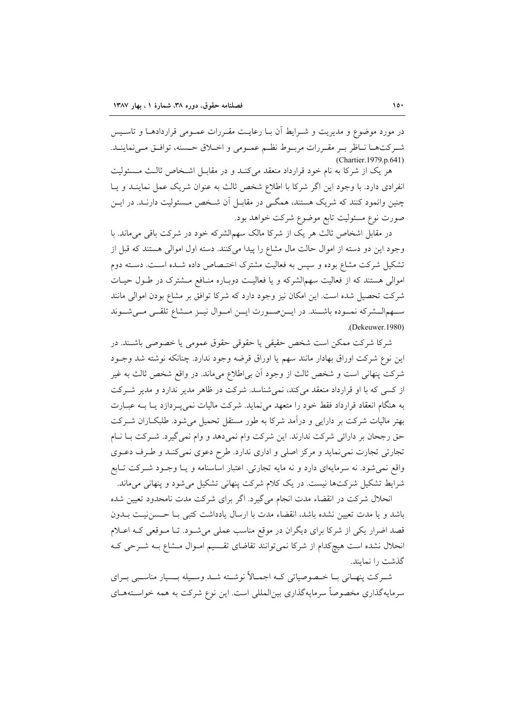در مورد موضوع و مدیریت و شرایط آن با رعایت مقررات عمومی قراردادها و تاسیس شرکت‌ها ناظر بر مقررات مربوط نظم عمومی و اخلاق حسنه، توافق می‌نمایند. (Chartier.1979.p.641)

هر یک از شرکا به نام خود قرارداد منعقد می‌کند و در مقابل اشخاص ثالث مسئولیت انفرادی دارد. با وجود این اگر شرکا با اطلاع شخص ثالث به عنوان شریک عمل نمایند و یا چنین وانمود کنند که شریک هستند، همگی در مقابل آن شخص مسئولیت دارند. در این صورت نوع مسئولیت تابع موضوع شرکت خواهد بود.

در مقابل اشخاص ثالث هر یک از شرکا مالک سهم‌الشرکه خود در شرکت باقی می‌ماند. با وجود این دو دسته از اموال حالت مال مشاع را پیدا می‌کنند. دسته اول اموالی هستند که قبل از تشکیل شرکت مشاع بوده و سپس به فعالیت مشترک اختصاص داده شده است. دسته دوم اموالی هستند که از فعالیت سهم‌الشرکه و یا فعالیت دوباره منافع مشترک در طول حیات شرکت تحصیل شده است. این امکان نیز وجود دارد که شرکا توافق بر مشاع بودن اموالی مانند سهم‌الشرکه نموده باشند. در این‌صورت این اموال نیز مشاع تلقی می‌شوند (Dekeuwer.1980).

شرکا شرکت ممکن است شخص حقیقی یا حقوقی حقوق عمومی یا خصوصی باشند. در این نوع شرکت اوراق بهادار مانند سهم یا اوراق قرضه وجود ندارد. چنانکه نوشته شد وجود شرکت پنهانی است و شخص ثالث از وجود آن بی‌اطلاع می‌ماند. در واقع شخص ثالث به غیر از کسی که با او قرارداد منعقد می‌کند، نمی‌شناسد. شرکت در ظاهر مدیر ندارد و مدیر شرکت به هنگام انعقاد قرارداد فقط خود را متعهد می‌نماید. شرکت مالیات نمی‌پردازد یا به عبارت بهتر مالیات شرکت بر دارایی و درآمد شرکا به طور مستقل تحمیل می‌شود. طلبکاران شرکت حق رجحان بر دارائی شرکت ندارند. این شرکت وام نمی‌دهد و وام نمی‌گیرد. شرکت با نام تجارتی تجارت نمی‌نماید و مرکز اصلی و اداری ندارد. طرح دعوی نمی‌کند و طرف دعوی واقع نمی‌شود. نه سرمایه‌ای دارد و نه مایه تجارتی. اعتبار اساسنامه و یا وجود شرکت تابع شرایط تشکیل شرکت‌ها نیست. در یک کلام شرکت پنهانی تشکیل می‌شود و پنهانی می‌ماند.

انحلال شرکت در انقضاء مدت انجام می‌گیرد. اگر برای شرکت مدت نامحدود تعیین شده باشد و یا مدت تعیین نشده باشد، انقضاء مدت با ارسال یادداشت کتبی با حسن‌نیت بدون قصد اضرار یکی از شرکا برای دیگران در موقع مناسب عملی می‌شود. تا موقعی که اعلام انحلال نشده است هیچ‌کدام از شرکا نمی‌توانند تقاضای تقسیم اموال مشاع به شرحی که گذشت را نمایند.

شرکت پنهانی با خصوصیاتی که اجمالاً نوشته شد وسیله بسیار مناسبی برای سرمایه‌گذاری مخصوصاً سرمایه‌گذاری بین‌المللی است. این نوع شرکت به همه خواسته‌های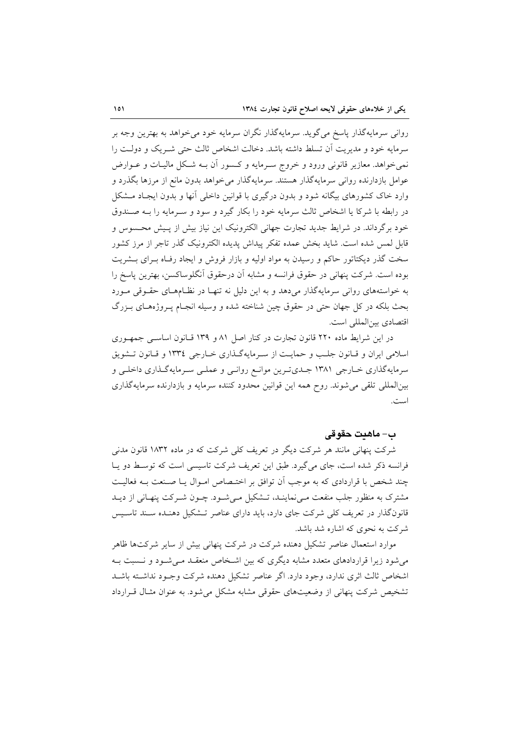روانی سرمایه‌گذار پاسخ می‌گوید. سرمایه‌گذار نگران سرمایه خود می‌خواهد به بهترین وجه بر سرمایه خود و مدیریت آن تسلط داشته باشد. دخالت اشخاص ثالث حتی شریک و دولت را نمی‌خواهد. معاذیر قانونی ورود و خروج سرمایه و کسور آن به شکل مالیات و عوارض عوامل بازدارنده روانی سرمایه‌گذار هستند. سرمایه‌گذار می‌خواهد بدون مانع از مرزها بگذرد و وارد خاک کشورهای بیگانه شود و بدون درگیری با قوانین داخلی آنها و بدون ایجاد مشکل در رابطه با شرکا یا اشخاص ثالث سرمایه خود را بکار گیرد و سود و سرمایه را به صندوق خود برگرداند. در شرایط جدید تجارت جهانی الکترونیک این نیاز بیش از پیش محسوس و قابل لمس شده است. شاید بخش عمده تفکر پیداش پدیده الکترونیک گذر تاجر از مرز کشور سخت گذر دیکتاتور حاکم و رسیدن به مواد اولیه و بازار فروش و ایجاد رفاه برای بشریت بوده است. شرکت پنهانی در حقوق فرانسه و مشابه آن درحقوق آنگلوساکسن، بهترین پاسخ را به خواسته‌های روانی سرمایه‌گذار می‌دهد و به این دلیل نه تنها در نظام‌های حقوقی مورد بحث بلکه در کل جهان حتی در حقوق چین شناخته شده و وسیله انجام پروژه‌های بزرگ اقتصادی بین‌المللی است.

در این شرایط ماده ۲۲۰ قانون تجارت در کنار اصل ۸۱ و ۱۳۹ قانون اساسی جمهوری اسلامی ایران و قانون جلب و حمایت از سرمایه‌گذاری خارجی ۱۳۳۴ و قانون تشویق سرمایه‌گذاری خارجی ۱۳۸۱ جدی‌ترین موانع روانی و عملی سرمایه‌گذاری داخلی و بین‌المللی تلقی می‌شوند. روح همه این قوانین محدود کننده سرمایه و بازدارنده سرمایه‌گذاری است.

## ب- ماهیت حقوقی

شرکت پنهانی مانند هر شرکت دیگر در تعریف کلی شرکت که در ماده ۱۸۳۲ قانون مدنی فرانسه ذکر شده است، جای می‌گیرد. طبق این تعریف شرکت تاسیسی است که توسط دو یا چند شخص با قراردادی که به موجب آن توافق بر اختصاص اموال یا صنعت به فعالیت مشترک به منظور جلب منفعت می‌نمایند، تشکیل می‌شود. چون شرکت پنهانی از دید قانونگذار در تعریف کلی شرکت جای دارد، باید دارای عناصر تشکیل دهنده سند تاسیس شرکت به نحوی که اشاره شد باشد.

موارد استعمال عناصر تشکیل دهنده شرکت در شرکت پنهانی بیش از سایر شرکت‌ها ظاهر می‌شود زیرا قراردادهای متعدد مشابه دیگری که بین اشخاص منعقد می‌شود و نسبت به اشخاص ثالث اثری ندارد، وجود دارد. اگر عناصر تشکیل دهنده شرکت وجود نداشته باشد تشخیص شرکت پنهانی از وضعیت‌های حقوقی مشابه مشکل می‌شود. به عنوان مثال قرارداد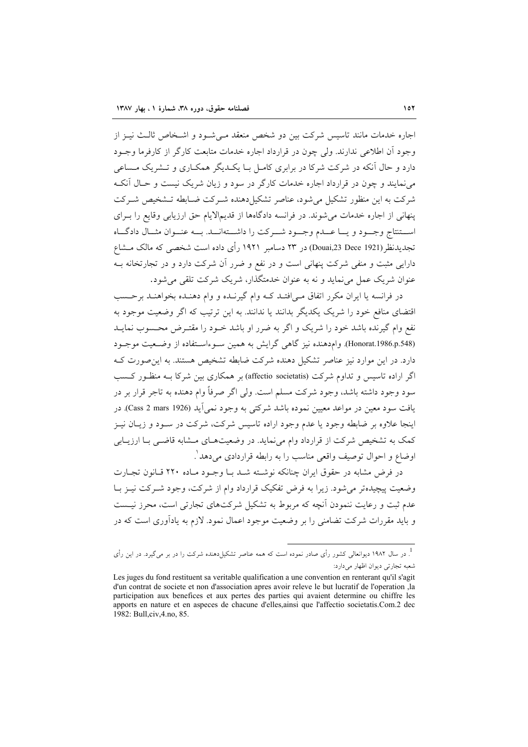اجاره خدمات مانند تاسیس شرکت بین دو شخص منعقد می‌شود و اشخاص ثالث نیز از وجود آن اطلاعی ندارند. ولی چون در قرارداد اجاره خدمات متابعت کارگر از کارفرما وجود دارد و حال آنکه در شرکت شرکا در برابری کامل با یکدیگر همکاری و تشریک مساعی می‌نمایند و چون در قرارداد اجاره خدمات کارگر در سود و زیان شریک نیست و حال آنکه شرکت به این منظور تشکیل می‌شود، عناصر تشکیل‌دهنده شرکت ضابطه تشخیص شرکت پنهانی از اجاره خدمات می‌شوند. در فرانسه دادگاه‌ها از قدیم‌الایام حق ارزیابی وقایع را برای استنتاج وجود و یا عدم وجود شرکت را داشته‌اند. به عنوان مثال دادگاه تجدیدنظر(Douai,23 Dece 1921) در ۲۳ دسامبر ۱۹۲۱ رأی داده است شخصی که مالک مشاع دارایی مثبت و منفی شرکت پنهانی است و در نفع و ضرر آن شرکت دارد و در تجارتخانه به عنوان شریک عمل می‌نماید و نه به عنوان خدمتگذار، شریک شرکت تلقی می‌شود.

در فرانسه یا ایران مکرر اتفاق می‌افتد که وام گیرنده و وام دهنده بخواهند برحسب اقتضای منافع خود را شریک یکدیگر بدانند یا ندانند. به این ترتیب که اگر وضعیت موجود به نفع وام گیرنده باشد خود را شریک و اگر به ضرر او باشد خود را مقترض محسوب نماید (Honorat.1986.p.548). وام‌دهنده نیز گاهی گرایش به همین سوءاستفاده از وضعیت موجود دارد. در این موارد نیز عناصر تشکیل دهنده شرکت ضابطه تشخیص هستند. به این‌صورت که اگر اراده تاسیس و تداوم شرکت (affectio societatis) بر همکاری بین شرکا به منظور کسب سود وجود داشته باشد، وجود شرکت مسلم است. ولی اگر صرفاً وام دهنده به تاجر قرار بر در یافت سود معین در مواعد معیین نموده باشد شرکتی به وجود نمی‌آید (Cass 2 mars 1926). در اینجا علاوه بر ضابطه وجود یا عدم وجود اراده تاسیس شرکت، شرکت در سود و زیان نیز کمک به تشخیص شرکت از قرارداد وام می‌نماید. در وضعیت‌های مشابه قاضی با ارزیابی اوضاع و احوال توصیف واقعی مناسب را به رابطه قراردادی می‌دهد[1].

در فرض مشابه در حقوق ایران چنانکه نوشته شد با وجود ماده ۲۲۰ قانون تجارت وضعیت پیچیده‌تر می‌شود. زیرا به فرض تفکیک قرارداد وام از شرکت، وجود شرکت نیز با عدم ثبت و رعایت ننمودن آنچه که مربوط به تشکیل شرکت‌های تجارتی است، محرز نیست و باید مقررات شرکت تضامنی را بر وضعیت موجود اعمال نمود. لازم به یادآوری است که در

---

[1]. در سال ۱۹۸۲ دیوانعالی کشور رأی صادر نموده است که همه عناصر تشکیل‌دهنده شرکت را در بر می‌گیرد. در این رأی شعبه تجارتی دیوان اظهار می‌دارد:

Les juges du fond restituent sa veritable qualification a une convention en renterant qu'il s'agit d'un contrat de societe et non d'association apres avoir releve le but lucratif de l'operation ,la participation aux benefices et aux pertes des parties qui avaient determine ou chiffre les apports en nature et en aspeces de chacune d'elles,ainsi que l'affectio societatis.Com.2 dec 1982: Bull,civ,4.no, 85.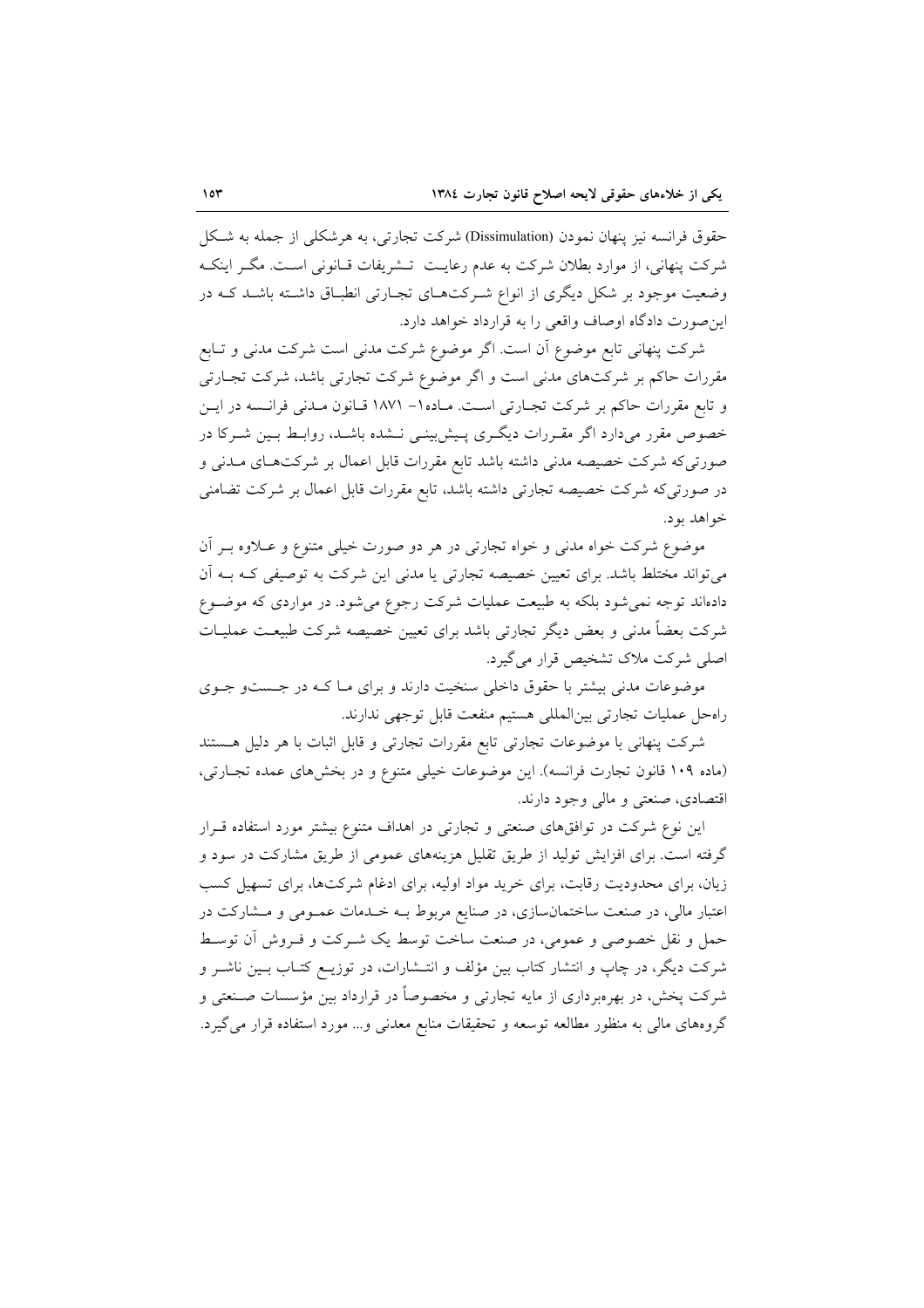حقوق فرانسه نیز پنهان نمودن (Dissimulation) شرکت تجارتی، به هرشکلی از جمله به شکل شرکت پنهانی، از موارد بطلان شرکت به عدم رعایت تشریفات قانونی است. مگر اینکه وضعیت موجود بر شکل دیگری از انواع شرکت‌های تجارتی انطباق داشته باشد که در این‌صورت دادگاه اوصاف واقعی را به قرارداد خواهد دارد.

شرکت پنهانی تابع موضوع آن است. اگر موضوع شرکت مدنی است شرکت مدنی و تابع مقررات حاکم بر شرکت‌های مدنی است و اگر موضوع شرکت تجارتی باشد، شرکت تجارتی و تابع مقررات حاکم بر شرکت تجارتی است. ماده۱- ۱۸۷۱ قانون مدنی فرانسه در این خصوص مقرر می‌دارد اگر مقررات دیگری پیش‌بینی نشده باشد، روابط بین شرکا در صورتی‌که شرکت خصیصه مدنی داشته باشد تابع مقررات قابل اعمال بر شرکت‌های مدنی و در صورتی‌که شرکت خصیصه تجارتی داشته باشد، تابع مقررات قابل اعمال بر شرکت تضامنی خواهد بود.

موضوع شرکت خواه مدنی و خواه تجارتی در هر دو صورت خیلی متنوع و علاوه بر آن می‌تواند مختلط باشد. برای تعیین خصیصه تجارتی یا مدنی این شرکت به توصیفی که به آن داده‌اند توجه نمی‌شود بلکه به طبیعت عملیات شرکت رجوع می‌شود. در مواردی که موضوع شرکت بعضاً مدنی و بعض دیگر تجارتی باشد برای تعیین خصیصه شرکت طبیعت عملیات اصلی شرکت ملاک تشخیص قرار می‌گیرد.

موضوعات مدنی بیشتر با حقوق داخلی سنخیت دارند و برای ما که در جستو جوی راه‌حل عملیات تجارتی بین‌المللی هستیم منفعت قابل توجهی ندارند.

شرکت پنهانی با موضوعات تجارتی تابع مقررات تجارتی و قابل اثبات با هر دلیل هستند (ماده ۱۰۹ قانون تجارت فرانسه). این موضوعات خیلی متنوع و در بخش‌های عمده تجارتی، اقتصادی، صنعتی و مالی وجود دارند.

این نوع شرکت در توافق‌های صنعتی و تجارتی در اهداف متنوع بیشتر مورد استفاده قرار گرفته است. برای افزایش تولید از طریق تقلیل هزینه‌های عمومی از طریق مشارکت در سود و زیان، برای محدودیت رقابت، برای خرید مواد اولیه، برای ادغام شرکت‌ها، برای تسهیل کسب اعتبار مالی، در صنعت ساختمان‌سازی، در صنایع مربوط به خدمات عمومی و مشارکت در حمل و نقل خصوصی و عمومی، در صنعت ساخت توسط یک شرکت و فروش آن توسط شرکت دیگر، در چاپ و انتشار کتاب بین مؤلف و انتشارات، در توزیع کتاب بین ناشر و شرکت پخش، در بهره‌برداری از مایه تجارتی و مخصوصاً در قرارداد بین مؤسسات صنعتی و گروه‌های مالی به منظور مطالعه توسعه و تحقیقات منابع معدنی و... مورد استفاده قرار می‌گیرد.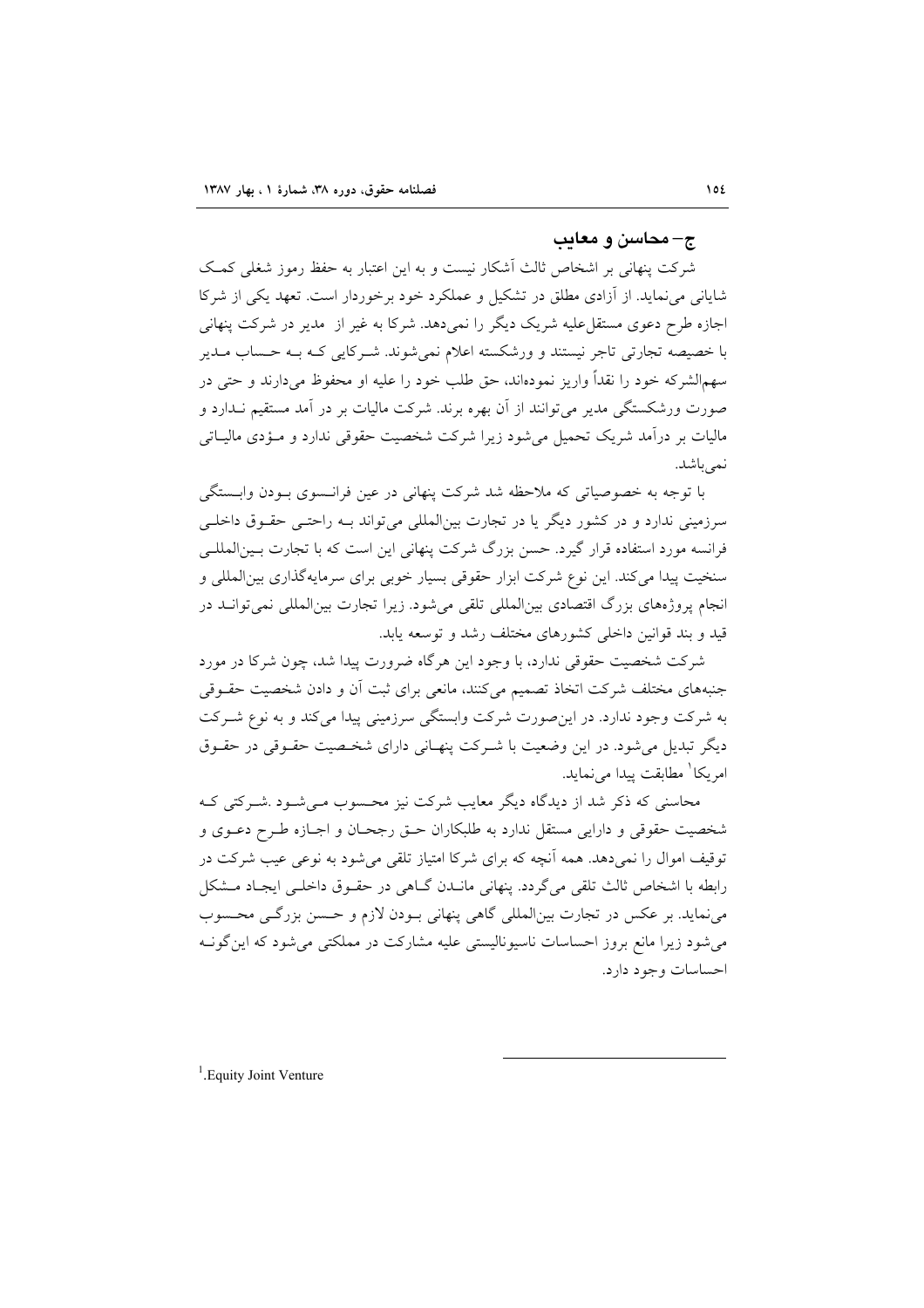## ج– محاسن و معایب

شرکت پنهانی بر اشخاص ثالث آشکار نیست و به این اعتبار به حفظ رموز شغلی کمک شایانی می‌نماید. از آزادی مطلق در تشکیل و عملکرد خود برخوردار است. تعهد یکی از شرکا اجازه طرح دعوی مستقل‌علیه شریک دیگر را نمی‌دهد. شرکا به غیر از مدیر در شرکت پنهانی با خصیصه تجارتی تاجر نیستند و ورشکسته اعلام نمی‌شوند. شرکایی که به حساب مدیر سهم‌الشرکه خود را نقداً واریز نموده‌اند، حق طلب خود را علیه او محفوظ می‌دارند و حتی در صورت ورشکستگی مدیر می‌توانند از آن بهره برند. شرکت مالیات بر در آمد مستقیم ندارد و مالیات بر درآمد شریک تحمیل می‌شود زیرا شرکت شخصیت حقوقی ندارد و مؤدی مالیاتی نمی‌باشد.

با توجه به خصوصیاتی که ملاحظه شد شرکت پنهانی در عین فرانسوی بودن وابستگی سرزمینی ندارد و در کشور دیگر یا در تجارت بین‌المللی می‌تواند به راحتی حقوق داخلی فرانسه مورد استفاده قرار گیرد. حسن بزرگ شرکت پنهانی این است که با تجارت بین‌المللی سنخیت پیدا می‌کند. این نوع شرکت ابزار حقوقی بسیار خوبی برای سرمایه‌گذاری بین‌المللی و انجام پروژه‌های بزرگ اقتصادی بین‌المللی تلقی می‌شود. زیرا تجارت بین‌المللی نمی‌تواند در قید و بند قوانین داخلی کشورهای مختلف رشد و توسعه یابد.

شرکت شخصیت حقوقی ندارد، با وجود این هرگاه ضرورت پیدا شد، چون شرکا در مورد جنبه‌های مختلف شرکت اتخاذ تصمیم می‌کنند، مانعی برای ثبت آن و دادن شخصیت حقوقی به شرکت وجود ندارد. در این‌صورت شرکت وابستگی سرزمینی پیدا می‌کند و به نوع شرکت دیگر تبدیل می‌شود. در این وضعیت با شرکت پنهانی دارای شخصیت حقوقی در حقوق امریکا[1] مطابقت پیدا می‌نماید.

محاسنی که ذکر شد از دیدگاه دیگر معایب شرکت نیز محسوب می‌شود .شرکتی که شخصیت حقوقی و دارایی مستقل ندارد به طلبکاران حق رجحان و اجازه طرح دعوی و توقیف اموال را نمی‌دهد. همه آنچه که برای شرکا امتیاز تلقی می‌شود به نوعی عیب شرکت در رابطه با اشخاص ثالث تلقی می‌گردد. پنهانی ماندن گاهی در حقوق داخلی ایجاد مشکل می‌نماید. بر عکس در تجارت بین‌المللی گاهی پنهانی بودن لازم و حسن بزرگی محسوب می‌شود زیرا مانع بروز احساسات ناسیونالیستی علیه مشارکت در مملکتی می‌شود که این‌گونه احساسات وجود دارد.

---

[1] Equity Joint Venture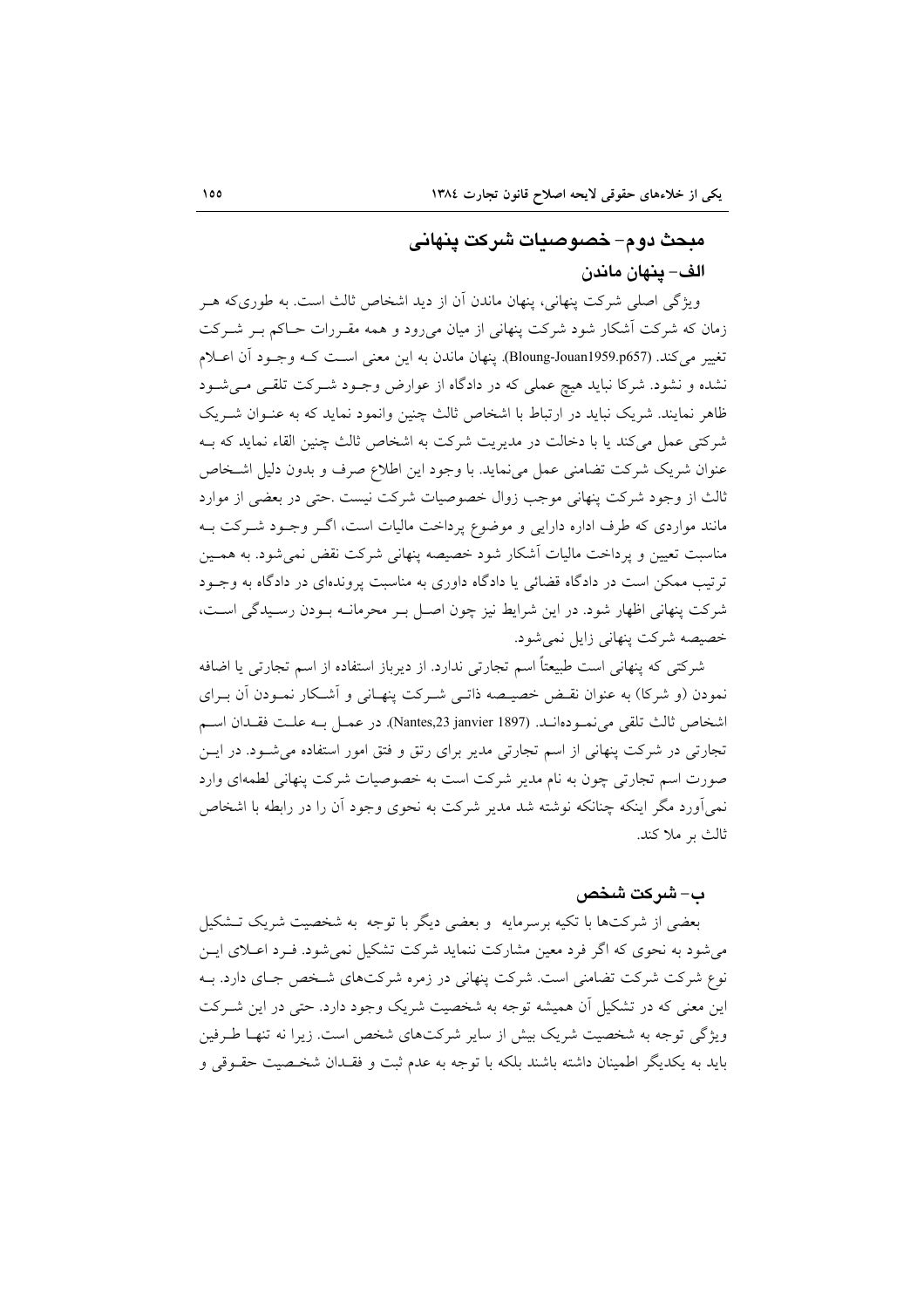## مبحث دوم- خصوصیات شرکت پنهانی

### الف- پنهان ماندن

ویژگی اصلی شرکت پنهانی، پنهان ماندن آن از دید اشخاص ثالث است. به طوری‌که هر زمان که شرکت آشکار شود شرکت پنهانی از میان می‌رود و همه مقررات حاکم بر شرکت تغییر می‌کند. (Bloung-Jouan1959.p657). پنهان ماندن به این معنی است که وجود آن اعلام نشده و نشود. شرکا نباید هیچ عملی که در دادگاه از عوارض وجود شرکت تلقی می‌شود ظاهر نمایند. شریک نباید در ارتباط با اشخاص ثالث چنین وانمود نماید که به عنوان شریک شرکتی عمل می‌کند یا با دخالت در مدیریت شرکت به اشخاص ثالث چنین القاء نماید که به عنوان شریک شرکت تضامنی عمل می‌نماید. با وجود این اطلاع صرف و بدون دلیل اشخاص ثالث از وجود شرکت پنهانی موجب زوال خصوصیات شرکت نیست .حتی در بعضی از موارد مانند مواردی که طرف اداره دارایی و موضوع پرداخت مالیات است، اگر وجود شرکت به مناسبت تعیین و پرداخت مالیات آشکار شود خصیصه پنهانی شرکت نقض نمی‌شود. به همین ترتیب ممکن است در دادگاه قضائی یا دادگاه داوری به مناسبت پرونده‌ای در دادگاه به وجود شرکت پنهانی اظهار شود. در این شرایط نیز چون اصل بر محرمانه بودن رسیدگی است، خصیصه شرکت پنهانی زایل نمی‌شود.

شرکتی که پنهانی است طبیعتاً اسم تجارتی ندارد. از دیرباز استفاده از اسم تجارتی یا اضافه نمودن (و شرکا) به عنوان نقض خصیصه ذاتی شرکت پنهانی و آشکار نمودن آن برای اشخاص ثالث تلقی می‌نموده‌اند. (Nantes,23 janvier 1897). در عمل به علت فقدان اسم تجارتی در شرکت پنهانی از اسم تجارتی مدیر برای رتق و فتق امور استفاده می‌شود. در این صورت اسم تجارتی چون به نام مدیر شرکت است به خصوصیات شرکت پنهانی لطمه‌ای وارد نمی‌آورد مگر اینکه چنانکه نوشته شد مدیر شرکت به نحوی وجود آن را در رابطه با اشخاص ثالث بر ملا کند.

### ب- شرکت شخص

بعضی از شرکت‌ها با تکیه برسرمایه و بعضی دیگر با توجه به شخصیت شریک تشکیل می‌شود به نحوی که اگر فرد معین مشارکت ننماید شرکت تشکیل نمی‌شود. فرد اعلای این نوع شرکت شرکت تضامنی است. شرکت پنهانی در زمره شرکت‌های شخص جای دارد. به این معنی که در تشکیل آن همیشه توجه به شخصیت شریک وجود دارد. حتی در این شرکت ویژگی توجه به شخصیت شریک بیش از سایر شرکت‌های شخص است. زیرا نه تنها طرفین باید به یکدیگر اطمینان داشته باشند بلکه با توجه به عدم ثبت و فقدان شخصیت حقوقی و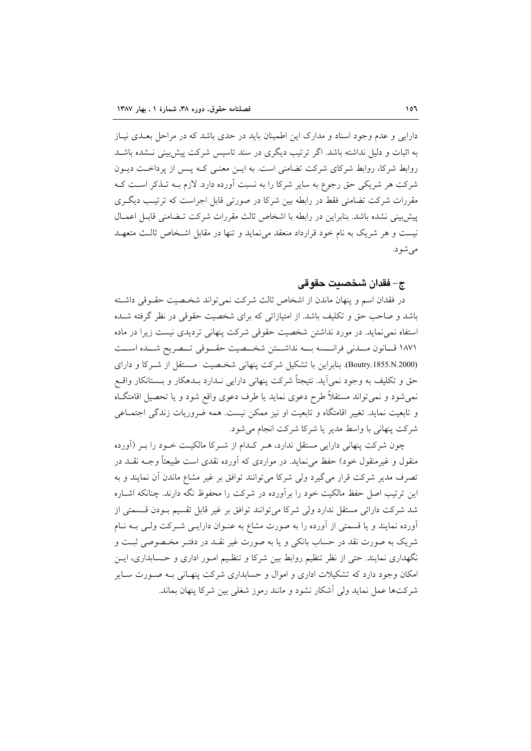دارایی و عدم وجود اسناد و مدارک این اطمینان باید در حدی باشد که در مراحل بعدی نیاز به اثبات و دلیل نداشته باشد. اگر ترتیب دیگری در سند تاسیس شرکت پیش‌بینی نشده باشد روابط شرکا، روابط شرکای شرکت تضامنی است. به این معنی که پس از پرداخت دیون شرکت هر شریکی حق رجوع به سایر شرکا را به نسبت آورده دارد. لازم به تذکر است که مقررات شرکت تضامنی فقط در رابطه بین شرکا در صورتی قابل اجراست که ترتیب دیگری پیش‌بینی نشده باشد. بنابراین در رابطه با اشخاص ثالث مقررات شرکت تضامنی قابل اعمال نیست و هر شریک به نام خود قرارداد منعقد می‌نماید و تنها در مقابل اشخاص ثالث متعهد می‌شود.

## ج- فقدان شخصیت حقوقی

در فقدان اسم و پنهان ماندن از اشخاص ثالث شرکت نمی‌تواند شخصیت حقوقی داشته باشد و صاحب حق و تکلیف باشد. از امتیازاتی که برای شخصیت حقوقی در نظر گرفته شده استفاه نمی‌نماید. در مورد نداشتن شخصیت حقوقی شرکت پنهانی تردیدی نیست زیرا در ماده ۱۸۷۱ قانون مدنی فرانسه به نداشتن شخصیت حقوقی تصریح شده است (Boutry.1855.N.2000). بنابراین با تشکیل شرکت پنهانی شخصیت مستقل از شرکا و دارای حق و تکلیف به وجود نمی‌آید. نتیجتاً شرکت پنهانی دارایی ندارد بدهکار و بستانکار واقع نمی‌شود و نمی‌تواند مستقلاً طرح دعوی نماید یا طرف دعوی واقع شود و یا تحصیل اقامتگاه و تابعیت نماید. تغییر اقامتگاه و تابعیت او نیز ممکن نیست. همه ضروریات زندگی اجتماعی شرکت پنهانی با واسط مدیر یا شرکا شرکت انجام می‌شود.

چون شرکت پنهانی دارایی مستقل ندارد، هر کدام از شرکا مالکیت خود را بر (آورده منقول و غیرمنقول خود) حفظ می‌نماید. در مواردی که آورده نقدی است طبیعتاً وجه نقد در تصرف مدیر شرکت قرار می‌گیرد ولی شرکا می‌توانند توافق بر غیر مشاع ماندن آن نمایند و به این ترتیب اصل حفظ مالکیت خود را برآورده در شرکت را محفوظ نگه دارند. چنانکه اشاره شد شرکت دارائی مستقل ندارد ولی شرکا می‌توانند توافق بر غیر قابل تقسیم بودن قسمتی از آورده نمایند و یا قسمتی از آورده را به صورت مشاع به عنوان دارایی شرکت ولی به نام شریک به صورت نقد در حساب بانکی و یا به صورت غیر نقد در دفتر مخصوصی ثبت و نگهداری نمایند. حتی از نظر تنظیم روابط بین شرکا و تنظیم امور اداری و حسابداری، این امکان وجود دارد که تشکیلات اداری و اموال و حسابداری شرکت پنهانی به صورت سایر شرکت‌ها عمل نماید ولی آشکار نشود و مانند رموز شغلی بین شرکا پنهان بماند.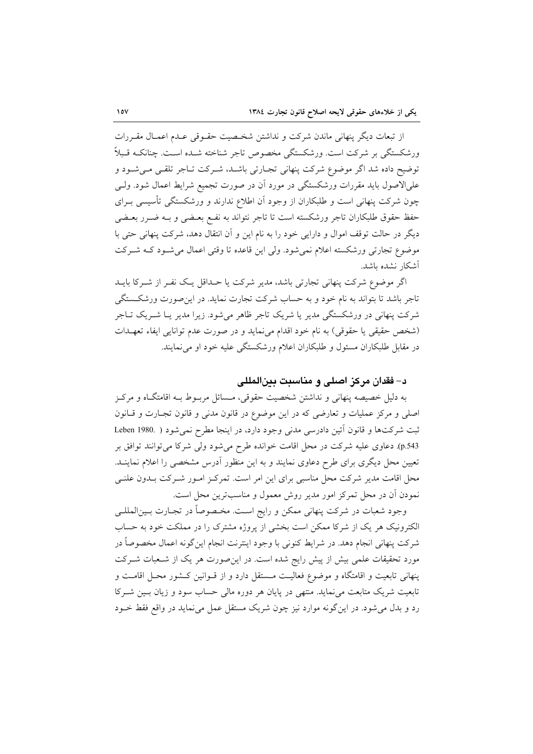از تبعات دیگر پنهانی ماندن شرکت و نداشتن شخصیت حقوقی عدم اعمال مقررات ورشکستگی بر شرکت است. ورشکستگی مخصوص تاجر شناخته شده است. چنانکه قبلاً توضیح داده شد اگر موضوع شرکت پنهانی تجارتی باشد، شرکت تاجر تلقی می‌شود و علی‌الاصول باید مقررات ورشکستگی در مورد آن در صورت تجمیع شرایط اعمال شود. ولی چون شرکت پنهانی است و طلبکاران از وجود آن اطلاع ندارند و ورشکستگی تأسیسی برای حفظ حقوق طلبکاران تاجر ورشکسته است تا تاجر نتواند به نفع بعضی و به ضرر بعضی دیگر در حالت توقف اموال و دارایی خود را به نام این و آن انتقال دهد، شرکت پنهانی حتی با موضوع تجارتی ورشکسته اعلام نمی‌شود. ولی این قاعده تا وقتی اعمال می‌شود که شرکت آشکار نشده باشد.

اگر موضوع شرکت پنهانی تجارتی باشد، مدیر شرکت یا حداقل یک نفر از شرکا باید تاجر باشد تا بتواند به نام خود و به حساب شرکت تجارت نماید. در این‌صورت ورشکستگی شرکت پنهانی در ورشکستگی مدیر یا شریک تاجر ظاهر می‌شود. زیرا مدیر یا شریک تاجر (شخص حقیقی یا حقوقی) به نام خود اقدام می‌نماید و در صورت عدم توانایی ایفاء تعهدات در مقابل طلبکاران مسئول و طلبکاران اعلام ورشکستگی علیه خود او می‌نمایند.

## د- فقدان مرکز اصلی و مناسبت بین‌المللی

به دلیل خصیصه پنهانی و نداشتن شخصیت حقوقی، مسائل مربوط به اقامتگاه و مرکز اصلی و مرکز عملیات و تعارضی که در این موضوع در قانون مدنی و قانون تجارت و قانون ثبت شرکت‌ها و قانون آئین دادرسی مدنی وجود دارد، در اینجا مطرح نمی‌شود ( Leben 1980. p.543). دعاوی علیه شرکت در محل اقامت خوانده طرح می‌شود ولی شرکا می‌توانند توافق بر تعیین محل دیگری برای طرح دعوی نمایند و به این منظور آدرس مشخصی را اعلام نمایند. محل اقامت مدیر شرکت محل مناسبی برای این امر است. تمرکز امور شرکت بدون علنی نمودن آن در محل تمرکز امور مدیر روش معمول و مناسب‌ترین محل است.

وجود شعبات در شرکت پنهانی ممکن و رایج است. مخصوصاً در تجارت بین‌المللی الکترونیک هر یک از شرکا ممکن است بخشی از پروژه مشترک را در مملکت خود به حساب شرکت پنهانی انجام دهد. در شرایط کنونی با وجود اینترنت انجام این‌گونه اعمال مخصوصاً در مورد تحقیقات علمی بیش از پیش رایج شده است. در این‌صورت هر یک از شعبات شرکت پنهانی تابعیت و اقامتگاه و موضوع فعالیت مستقل دارد و از قوانین کشور محل اقامت و تابعیت شریک متابعت می‌نماید. منتهی در پایان هر دوره مالی حساب سود و زیان بین شرکا رد و بدل می‌شود. در این‌گونه موارد نیز چون شریک مستقل عمل می‌نماید در واقع فقط خود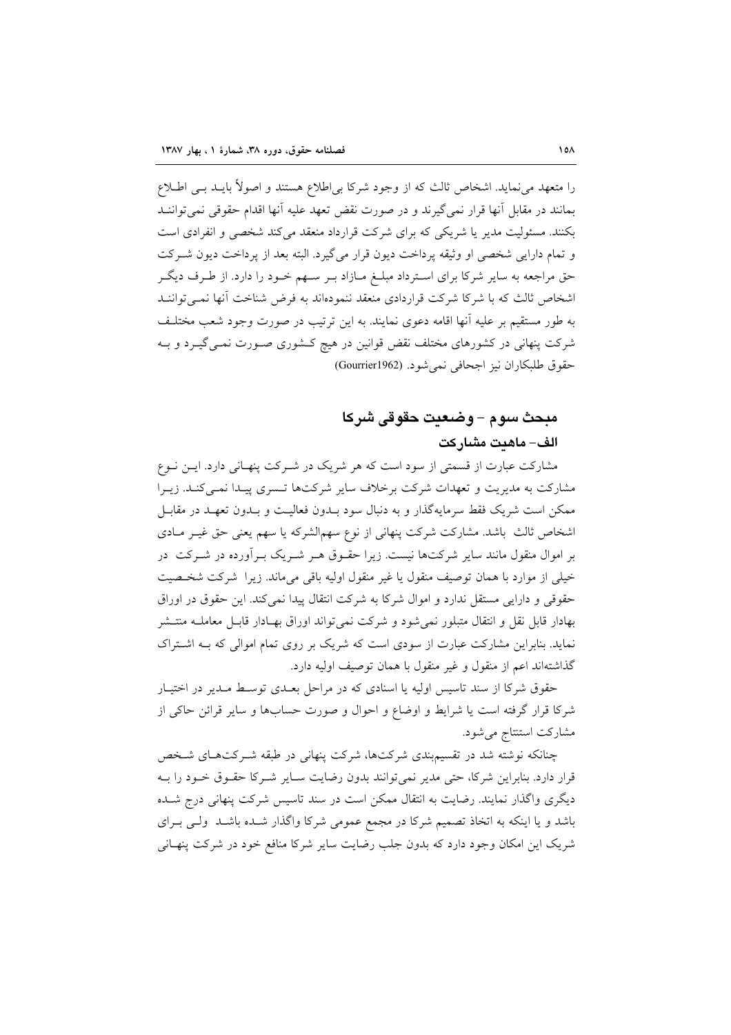را متعهد می‌نماید. اشخاص ثالث که از وجود شرکا بی‌اطلاع هستند و اصولاً بایـد بـی اطـلاع بمانند در مقابل آنها قرار نمی‌گیرند و در صورت نقض تعهد علیه آنها اقدام حقوقی نمی‌تواننـد بکنند. مسئولیت مدیر یا شریکی که برای شرکت قرارداد منعقد می‌کند شخصی و انفرادی است و تمام دارایی شخصی او وثیقه پرداخت دیون قرار می‌گیرد. البته بعد از پرداخت دیون شـرکت حق مراجعه به سایر شرکا برای اسـترداد مبلـغ مـازاد بـر سـهم خـود را دارد. از طـرف دیگـر اشخاص ثالث که با شرکا شرکت قراردادی منعقد ننموده‌اند به فرض شناخت آنها نمـی‌تواننـد به طور مستقیم بر علیه آنها اقامه دعوی نمایند. به این ترتیب در صورت وجود شعب مختلـف شرکت پنهانی در کشورهای مختلف نقض قوانین در هیچ کـشوری صـورت نمـی‌گیـرد و بـه حقوق طلبکاران نیز اجحافی نمی‌شود. (Gourrier1962)

## مبحث سوم - وضعیت حقوقی شرکا

### الف- ماهیت مشارکت

مشارکت عبارت از قسمتی از سود است که هر شریک در شـرکت پنهـانی دارد. ایـن نـوع مشارکت به مدیریت و تعهدات شرکت برخلاف سایر شرکت‌ها تـسری پیـدا نمـی‌کنـد. زیـرا ممکن است شریک فقط سرمایه‌گذار و به دنبال سود بـدون فعالیـت و بـدون تعهـد در مقابـل اشخاص ثالث باشد. مشارکت شرکت پنهانی از نوع سهم‌الشرکه یا سهم یعنی حق غیـر مـادی بر اموال منقول مانند سایر شرکت‌ها نیست. زیرا حقـوق هـر شـریک بـرآورده در شـرکت در خیلی از موارد با همان توصیف منقول یا غیر منقول اولیه باقی می‌ماند. زیرا شرکت شخـصیت حقوقی و دارایی مستقل ندارد و اموال شرکا به شرکت انتقال پیدا نمی‌کند. این حقوق در اوراق بهادار قابل نقل و انتقال متبلور نمی‌شود و شرکت نمی‌تواند اوراق بهـادار قابـل معاملـه منتـشر نماید. بنابراین مشارکت عبارت از سودی است که شریک بر روی تمام اموالی که بـه اشـتراک گذاشته‌اند اعم از منقول و غیر منقول با همان توصیف اولیه دارد.

حقوق شرکا از سند تاسیس اولیه یا اسنادی که در مراحل بعـدی توسـط مـدیر در اختیـار شرکا قرار گرفته است یا شرایط و اوضاع و احوال و صورت حساب‌ها و سایر قرائن حاکی از مشارکت استنتاج می‌شود.

چنانکه نوشته شد در تقسیم‌بندی شرکت‌ها، شرکت پنهانی در طبقه شـرکت‌هـای شـخص قرار دارد. بنابراین شرکا، حتی مدیر نمی‌توانند بدون رضایت سـایر شـرکا حقـوق خـود را بـه دیگری واگذار نمایند. رضایت به انتقال ممکن است در سند تاسیس شرکت پنهانی درج شـده باشد و یا اینکه به اتخاذ تصمیم شرکا در مجمع عمومی شرکا واگذار شـده باشـد ولـی بـرای شریک این امکان وجود دارد که بدون جلب رضایت سایر شرکا منافع خود در شرکت پنهـانی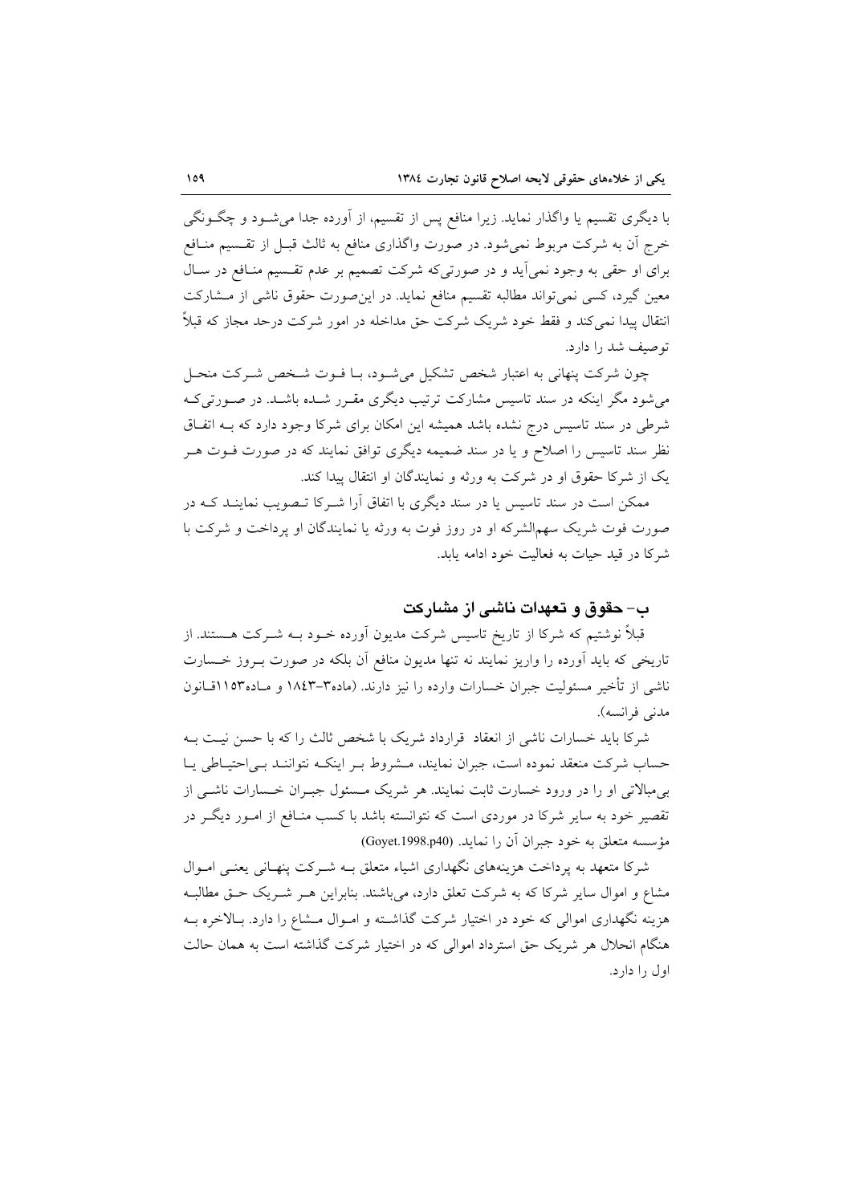با دیگری تقسیم یا واگذار نماید. زیرا منافع پس از تقسیم، از آورده جدا می‌شود و چگونگی خرج آن به شرکت مربوط نمی‌شود. در صورت واگذاری منافع به ثالث قبل از تقسیم منافع برای او حقی به وجود نمی‌آید و در صورتی‌که شرکت تصمیم بر عدم تقسیم منافع در سال معین گیرد، کسی نمی‌تواند مطالبه تقسیم منافع نماید. در این‌صورت حقوق ناشی از مشارکت انتقال پیدا نمی‌کند و فقط خود شریک شرکت حق مداخله در امور شرکت درحد مجاز که قبلاً توصیف شد را دارد.

چون شرکت پنهانی به اعتبار شخص تشکیل می‌شود، با فوت شخص شرکت منحل می‌شود مگر اینکه در سند تاسیس مشارکت ترتیب دیگری مقرر شده باشد. در صورتی‌که شرطی در سند تاسیس درج نشده باشد همیشه این امکان برای شرکا وجود دارد که به اتفاق نظر سند تاسیس را اصلاح و یا در سند ضمیمه دیگری توافق نمایند که در صورت فوت هر یک از شرکا حقوق او در شرکت به ورثه و نمایندگان او انتقال پیدا کند.

ممکن است در سند تاسیس یا در سند دیگری با اتفاق آرا شرکا تصویب نمایند که در صورت فوت شریک سهم‌الشرکه او در روز فوت به ورثه یا نمایندگان او پرداخت و شرکت با شرکا در قید حیات به فعالیت خود ادامه یابد.

## ب- حقوق و تعهدات ناشی از مشارکت

قبلاً نوشتیم که شرکا از تاریخ تاسیس شرکت مدیون آورده خود به شرکت هستند. از تاریخی که باید آورده را واریز نمایند نه تنها مدیون منافع آن بلکه در صورت بروز خسارت ناشی از تأخیر مسئولیت جبران خسارات وارده را نیز دارند. (ماده۳-۱۸۴۳ و ماده۱۱۵۳قانون مدنی فرانسه).

شرکا باید خسارات ناشی از انعقاد قرارداد شریک با شخص ثالث را که با حسن نیت به حساب شرکت منعقد نموده است، جبران نمایند، مشروط بر اینکه نتوانند بی‌احتیاطی یا بی‌مبالاتی او را در ورود خسارت ثابت نمایند. هر شریک مسئول جبران خسارات ناشی از تقصیر خود به سایر شرکا در موردی است که نتوانسته باشد با کسب منافع از امور دیگر در مؤسسه متعلق به خود جبران آن را نماید. (Goyet.1998.p40)

شرکا متعهد به پرداخت هزینه‌های نگهداری اشیاء متعلق به شرکت پنهانی یعنی اموال مشاع و اموال سایر شرکا که به شرکت تعلق دارد، می‌باشند. بنابراین هر شریک حق مطالبه هزینه نگهداری اموالی که خود در اختیار شرکت گذاشته و اموال مشاع را دارد. بالاخره به هنگام انحلال هر شریک حق استرداد اموالی که در اختیار شرکت گذاشته است به همان حالت اول را دارد.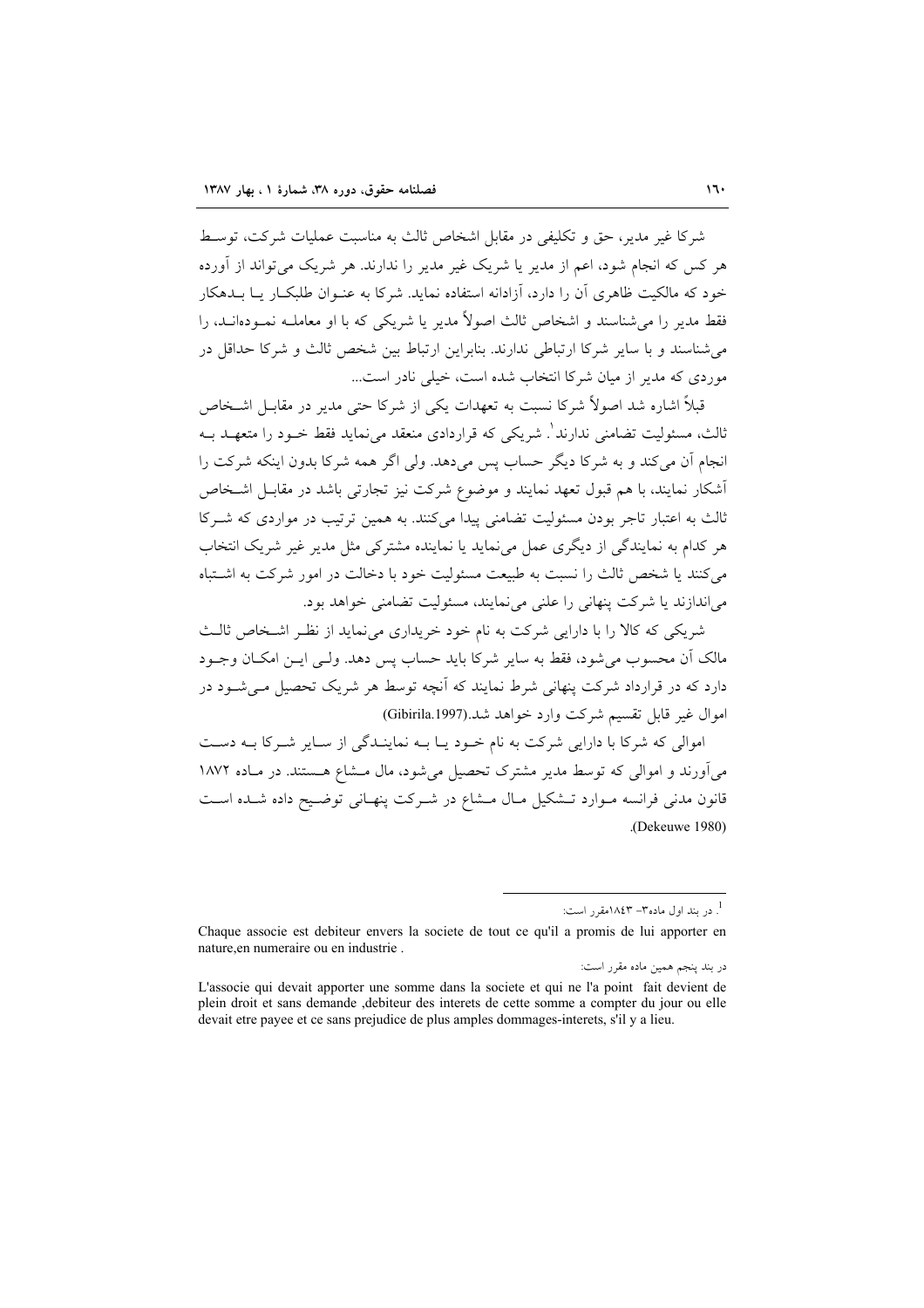شرکا غیر مدیر، حق و تکلیفی در مقابل اشخاص ثالث به مناسبت عملیات شرکت، توسط هر کس که انجام شود، اعم از مدیر یا شریک غیر مدیر را ندارند. هر شریک می‌تواند از آورده خود که مالکیت ظاهری آن را دارد، آزادانه استفاده نماید. شرکا به عنوان طلبکار یا بدهکار فقط مدیر را می‌شناسند و اشخاص ثالث اصولاً مدیر یا شریکی که با او معامله نموده‌اند، را می‌شناسند و با سایر شرکا ارتباطی ندارند. بنابراین ارتباط بین شخص ثالث و شرکا حداقل در موردی که مدیر از میان شرکا انتخاب شده است، خیلی نادر است...

قبلاً اشاره شد اصولاً شرکا نسبت به تعهدات یکی از شرکا حتی مدیر در مقابل اشخاص ثالث، مسئولیت تضامنی ندارند[1]. شریکی که قراردادی منعقد می‌نماید فقط خود را متعهد به انجام آن می‌کند و به شرکا دیگر حساب پس می‌دهد. ولی اگر همه شرکا بدون اینکه شرکت را آشکار نمایند، با هم قبول تعهد نمایند و موضوع شرکت نیز تجارتی باشد در مقابل اشخاص ثالث به اعتبار تاجر بودن مسئولیت تضامنی پیدا می‌کنند. به همین ترتیب در مواردی که شرکا هر کدام به نمایندگی از دیگری عمل می‌نماید یا نماینده مشترکی مثل مدیر غیر شریک انتخاب می‌کنند یا شخص ثالث را نسبت به طبیعت مسئولیت خود با دخالت در امور شرکت به اشتباه می‌اندازند یا شرکت پنهانی را علنی می‌نمایند، مسئولیت تضامنی خواهد بود.

شریکی که کالا را با دارایی شرکت به نام خود خریداری می‌نماید از نظر اشخاص ثالث مالک آن محسوب می‌شود، فقط به سایر شرکا باید حساب پس دهد. ولی این امکان وجود دارد که در قرارداد شرکت پنهانی شرط نمایند که آنچه توسط هر شریک تحصیل می‌شود در اموال غیر قابل تقسیم شرکت وارد خواهد شد.(Gibirila.1997)

اموالی که شرکا با دارایی شرکت به نام خود یا به نمایندگی از سایر شرکا به دست می‌آورند و اموالی که توسط مدیر مشترک تحصیل می‌شود، مال مشاع هستند. در ماده ۱۸۷۲ قانون مدنی فرانسه موارد تشکیل مال مشاع در شرکت پنهانی توضیح داده شده است (Dekeuwe 1980).

---

[1]. در بند اول ماده۳- ۱۸۴۳مقرر است:

Chaque associe est debiteur envers la societe de tout ce qu'il a promis de lui apporter en nature,en numeraire ou en industrie .

در بند پنجم همین ماده مقرر است:

L'associe qui devait apporter une somme dans la societe et qui ne l'a point fait devient de plein droit et sans demande ,debiteur des interets de cette somme a compter du jour ou elle devait etre payee et ce sans prejudice de plus amples dommages-interets, s'il y a lieu.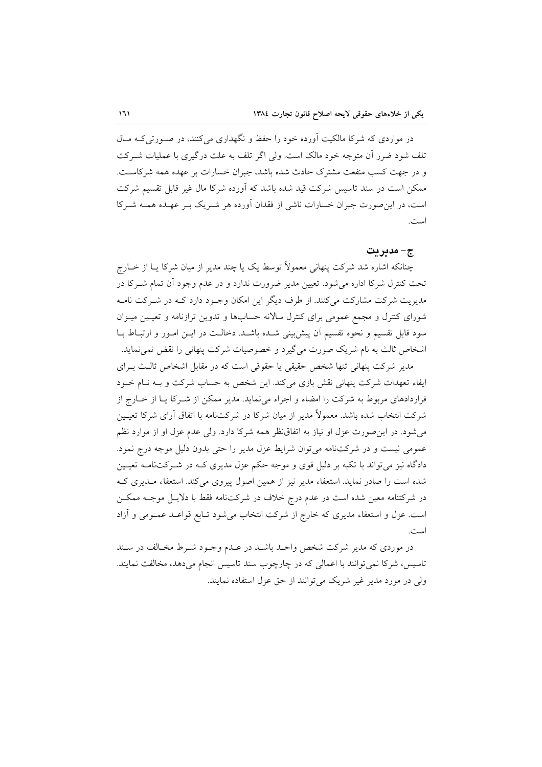در مواردی که شرکا مالکیت آورده خود را حفظ و نگهداری می‌کنند، در صورتی‌که مال تلف شود ضرر آن متوجه خود مالک است. ولی اگر تلف به علت درگیری با عملیات شرکت و در جهت کسب منفعت مشترک حادث شده باشد، جبران خسارات بر عهده همه شرکاست. ممکن است در سند تاسیس شرکت قید شده باشد که آورده شرکا مال غیر قابل تقسیم شرکت است، در این‌صورت جبران خسارات ناشی از فقدان آورده هر شریک بر عهده همه شرکا است.

## ج- مدیریت

چنانکه اشاره شد شرکت پنهانی معمولاً توسط یک یا چند مدیر از میان شرکا یا از خارج تحت کنترل شرکا اداره می‌شود. تعیین مدیر ضرورت ندارد و در عدم وجود آن تمام شرکا در مدیریت شرکت مشارکت می‌کنند. از طرف دیگر این امکان وجود دارد که در شرکت نامه شورای کنترل و مجمع عمومی برای کنترل سالانه حساب‌ها و تدوین ترازنامه و تعیین میزان سود قابل تقسیم و نحوه تقسیم آن پیش‌بینی شده باشد. دخالت در این امور و ارتباط با اشخاص ثالث به نام شریک صورت می‌گیرد و خصوصیات شرکت پنهانی را نقض نمی‌نماید.

مدیر شرکت پنهانی تنها شخص حقیقی یا حقوقی است که در مقابل اشخاص ثالث برای ایفاء تعهدات شرکت پنهانی نقش بازی می‌کند. این شخص به حساب شرکت و به نام خود قراردادهای مربوط به شرکت را امضاء و اجراء می‌نماید. مدیر ممکن از شرکا یا از خارج از شرکت انتخاب شده باشد. معمولاً مدیر از میان شرکا در شرکت‌نامه با اتفاق آرای شرکا تعیین می‌شود. در این‌صورت عزل او نیاز به اتفاق‌نظر همه شرکا دارد. ولی عدم عزل او از موارد نظم عمومی نیست و در شرکت‌نامه می‌توان شرایط عزل مدیر را حتی بدون دلیل موجه درج نمود. دادگاه نیز می‌تواند با تکیه بر دلیل قوی و موجه حکم عزل مدیری که در شرکت‌نامه تعیین شده است را صادر نماید. استعفاء مدیر نیز از همین اصول پیروی می‌کند. استعفاء مدیری که در شرکتنامه معین شده است در عدم درج خلاف در شرکت‌نامه فقط با دلایل موجه ممکن است. عزل و استعفاء مدیری که خارج از شرکت انتخاب می‌شود تابع قواعد عمومی و آزاد است.

در موردی که مدیر شرکت شخص واحد باشد در عدم وجود شرط مخالف در سند تاسیس، شرکا نمی‌توانند با اعمالی که در چارچوب سند تاسیس انجام می‌دهد، مخالفت نمایند. ولی در مورد مدیر غیر شریک می‌توانند از حق عزل استفاده نمایند.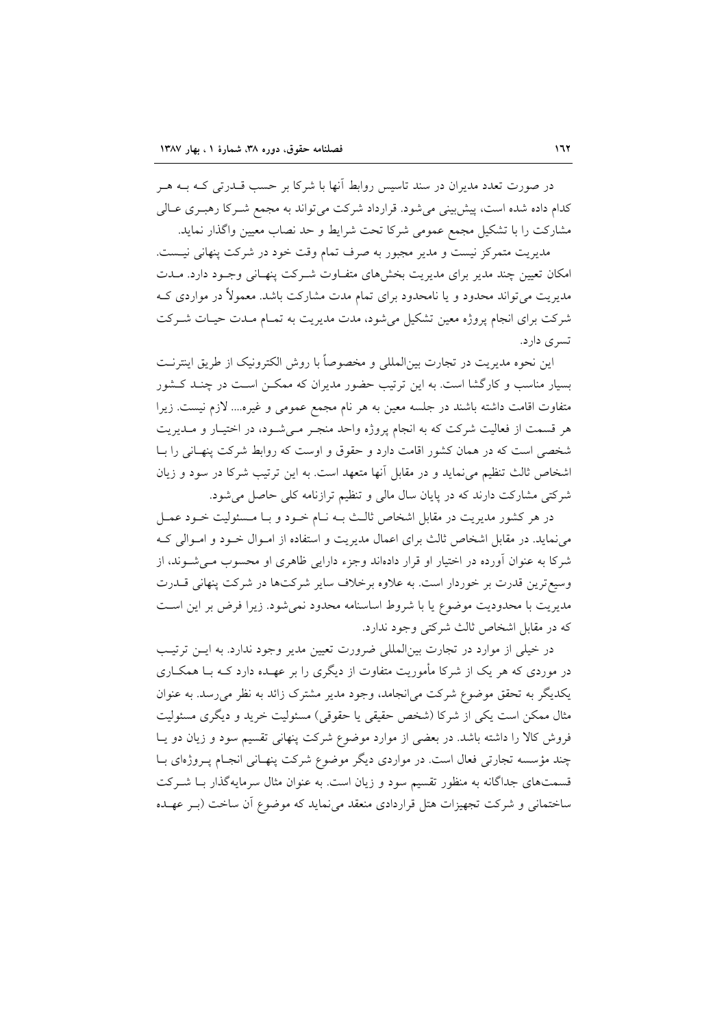در صورت تعدد مدیران در سند تاسیس روابط آنها با شرکا بر حسب قدرتی که به هر کدام داده شده است، پیش‌بینی می‌شود. قرارداد شرکت می‌تواند به مجمع شرکا رهبری عالی مشارکت را با تشکیل مجمع عمومی شرکا تحت شرایط و حد نصاب معیین واگذار نماید.

مدیریت متمرکز نیست و مدیر مجبور به صرف تمام وقت خود در شرکت پنهانی نیست. امکان تعیین چند مدیر برای مدیریت بخش‌های متفاوت شرکت پنهانی وجود دارد. مدت مدیریت می‌تواند محدود و یا نامحدود برای تمام مدت مشارکت باشد. معمولاً در مواردی که شرکت برای انجام پروژه معین تشکیل می‌شود، مدت مدیریت به تمام مدت حیات شرکت تسری دارد.

این نحوه مدیریت در تجارت بین‌المللی و مخصوصاً با روش الکترونیک از طریق اینترنت بسیار مناسب و کارگشا است. به این ترتیب حضور مدیران که ممکن است در چند کشور متفاوت اقامت داشته باشند در جلسه معین به هر نام مجمع عمومی و غیره.... لازم نیست. زیرا هر قسمت از فعالیت شرکت که به انجام پروژه واحد منجر می‌شود، در اختیار و مدیریت شخصی است که در همان کشور اقامت دارد و حقوق و اوست که روابط شرکت پنهانی را با اشخاص ثالث تنظیم می‌نماید و در مقابل آنها متعهد است. به این ترتیب شرکا در سود و زیان شرکتی مشارکت دارند که در پایان سال مالی و تنظیم ترازنامه کلی حاصل می‌شود.

در هر کشور مدیریت در مقابل اشخاص ثالث به نام خود و با مسئولیت خود عمل می‌نماید. در مقابل اشخاص ثالث برای اعمال مدیریت و استفاده از اموال خود و اموالی که شرکا به عنوان آورده در اختیار او قرار داده‌اند وجزء دارایی ظاهری او محسوب می‌شوند، از وسیع‌ترین قدرت بر خوردار است. به علاوه برخلاف سایر شرکت‌ها در شرکت پنهانی قدرت مدیریت با محدودیت موضوع یا با شروط اساسنامه محدود نمی‌شود. زیرا فرض بر این است که در مقابل اشخاص ثالث شرکتی وجود ندارد.

در خیلی از موارد در تجارت بین‌المللی ضرورت تعیین مدیر وجود ندارد. به این ترتیب در موردی که هر یک از شرکا مأموریت متفاوت از دیگری را بر عهده دارد که با همکاری یکدیگر به تحقق موضوع شرکت می‌انجامد، وجود مدیر مشترک زائد به نظر می‌رسد. به عنوان مثال ممکن است یکی از شرکا (شخص حقیقی یا حقوقی) مسئولیت خرید و دیگری مسئولیت فروش کالا را داشته باشد. در بعضی از موارد موضوع شرکت پنهانی تقسیم سود و زیان دو یا چند مؤسسه تجارتی فعال است. در مواردی دیگر موضوع شرکت پنهانی انجام پروژه‌ای با قسمت‌های جداگانه به منظور تقسیم سود و زیان است. به عنوان مثال سرمایه‌گذار با شرکت ساختمانی و شرکت تجهیزات هتل قراردادی منعقد می‌نماید که موضوع آن ساخت (بر عهده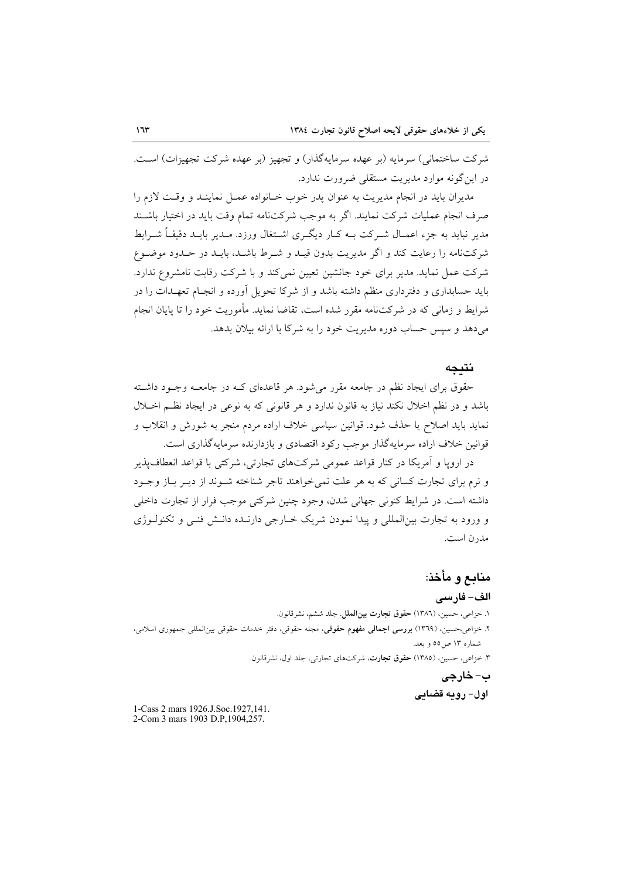شرکت ساختمانی) سرمایه (بر عهده سرمایه‌گذار) و تجهیز (بر عهده شرکت تجهیزات) است. در این‌گونه موارد مدیریت مستقلی ضرورت ندارد.

مدیران باید در انجام مدیریت به عنوان پدر خوب خانواده عمل نمایند و وقت لازم را صرف انجام عملیات شرکت نمایند. اگر به موجب شرکت‌نامه تمام وقت باید در اختیار باشند مدیر نباید به جزء اعمال شرکت به کار دیگری اشتغال ورزد. مدیر باید دقیقاً شرایط شرکت‌نامه را رعایت کند و اگر مدیریت بدون قید و شرط باشد، باید در حدود موضوع شرکت عمل نماید. مدیر برای خود جانشین تعیین نمی‌کند و با شرکت رقابت نامشروع ندارد. باید حسابداری و دفترداری منظم داشته باشد و از شرکا تحویل آورده و انجام تعهدات را در شرایط و زمانی که در شرکت‌نامه مقرر شده است، تقاضا نماید. مأموریت خود را تا پایان انجام می‌دهد و سپس حساب دوره مدیریت خود را به شرکا با ارائه بیلان بدهد.

## نتیجه

حقوق برای ایجاد نظم در جامعه مقرر می‌شود. هر قاعده‌ای که در جامعه وجود داشته باشد و در نظم اخلال نکند نیاز به قانون ندارد و هر قانونی که به نوعی در ایجاد نظم اخلال نماید باید اصلاح یا حذف شود. قوانین سیاسی خلاف اراده مردم منجر به شورش و انقلاب و قوانین خلاف اراده سرمایه‌گذار موجب رکود اقتصادی و بازدارنده سرمایه‌گذاری است.

در اروپا و آمریکا در کنار قواعد عمومی شرکت‌های تجارتی، شرکتی با قواعد انعطاف‌پذیر و نرم برای تجارت کسانی که به هر علت نمی‌خواهند تاجر شناخته شوند از دیر باز وجود داشته است. در شرایط کنونی جهانی شدن، وجود چنین شرکتی موجب فرار از تجارت داخلی و ورود به تجارت بین‌المللی و پیدا نمودن شریک خارجی دارنده دانش فنی و تکنولوژی مدرن است.

## منابع و مأخذ:

### الف- فارسی

۱. خزاعی، حسین، (۱۳۸٦) **حقوق تجارت بین‌الملل**. جلد ششم، نشرقانون.

۲. خزاعی،حسین، (۱۳٦۹) **بررسی اجمالی مفهوم حقوقی**، مجله حقوقی، دفتر خدمات حقوقی بین‌المللی جمهوری اسلامی، شماره ۱۳ ص ۵۵ و بعد.

۳. خزاعی، حسین، (۱۳۸۵) **حقوق تجارت**، شرکت‌های تجارتی، جلد اول، نشرقانون.

### ب- خارجی

#### اول- رویه قضایی

1-Cass 2 mars 1926.J.Soc.1927,141.

2-Com 3 mars 1903 D.P,1904,257.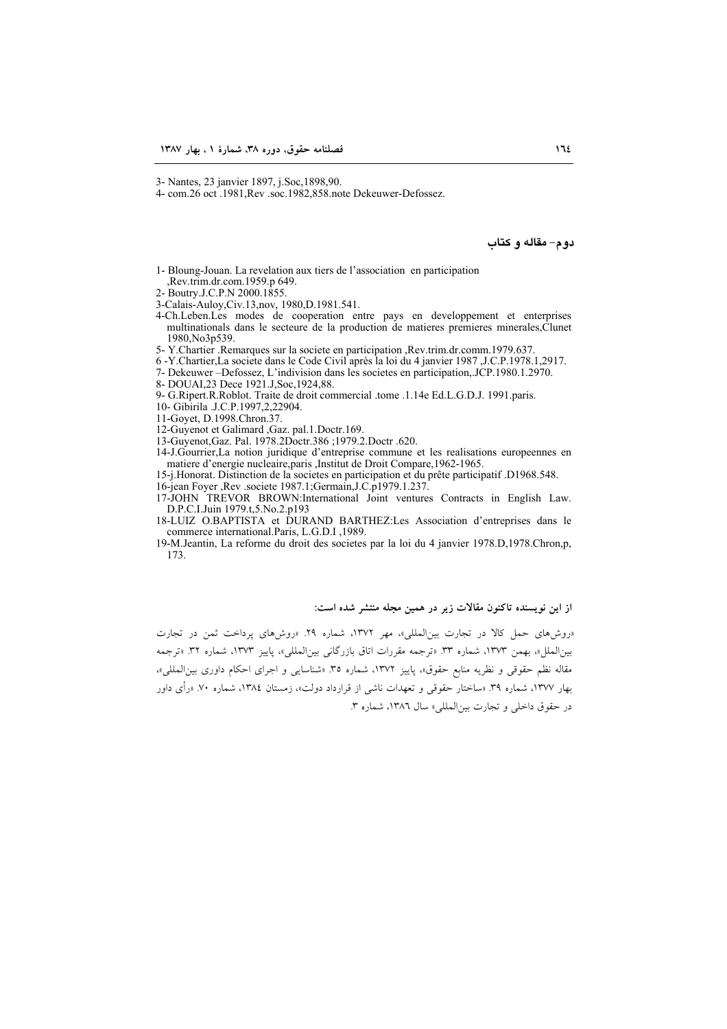3- Nantes, 23 janvier 1897, j.Soc,1898,90.

4- com.26 oct .1981,Rev .soc.1982,858.note Dekeuwer-Defossez.

## دوم- مقاله و کتاب

1- Bloung-Jouan. La revelation aux tiers de l'association en participation ,Rev.trim.dr.com.1959.p 649.

2- Boutry.J.C.P.N 2000.1855.

3-Calais-Auloy,Civ.13,nov, 1980,D.1981.541.

4-Ch.Leben.Les modes de cooperation entre pays en developpement et enterprises multinationals dans le secteure de la production de matieres premieres minerales,Clunet 1980,No3p539.

5- Y.Chartier .Remarques sur la societe en participation ,Rev.trim.dr.comm.1979.637.

6 -Y.Chartier,La societe dans le Code Civil après la loi du 4 janvier 1987 ,J.C.P.1978.1,2917.

7- Dekeuwer –Defossez, L'indivision dans les societes en participation,.JCP.1980.1.2970.

8- DOUAI,23 Dece 1921.J,Soc,1924,88.

9- G.Ripert.R.Roblot. Traite de droit commercial .tome .1.14e Ed.L.G.D.J. 1991.paris.

10- Gibirila .J.C.P.1997,2,22904.

11-Goyet, D.1998.Chron.37.

12-Guyenot et Galimard ,Gaz. pal.1.Doctr.169.

13-Guyenot,Gaz. Pal. 1978.2Doctr.386 ;1979.2.Doctr .620.

14-J.Gourrier,La notion juridique d'entreprise commune et les realisations europeennes en matiere d'energie nucleaire,paris ,Institut de Droit Compare,1962-1965.

15-j.Honorat. Distinction de la societes en participation et du prête participatif .D1968.548.

16-jean Foyer ,Rev .societe 1987.1;Germain,J.C.p1979.1.237.

17-JOHN TREVOR BROWN:International Joint ventures Contracts in English Law. D.P.C.I.Juin 1979.t,5.No.2.p193

18-LUIZ O.BAPTISTA et DURAND BARTHEZ:Les Association d'entreprises dans le commerce international.Paris, L.G.D.I ,1989.

19-M.Jeantin, La reforme du droit des societes par la loi du 4 janvier 1978.D,1978.Chron,p, 173.

**از این نویسنده تاکنون مقالات زیر در همین مجله منتشر شده است:**

«روش‌های حمل کالا در تجارت بین‌المللی»، مهر ۱۳۷۲، شماره ۲۹. «روش‌های پرداخت ثمن در تجارت بین‌الملل»، بهمن ۱۳۷۳، شماره ۳۳. «ترجمه مقررات اتاق بازرگانی بین‌المللی»، پاییز ۱۳۷۳، شماره ۳۲. «ترجمه مقاله نظم حقوقی و نظریه منابع حقوق»، پاییز ۱۳۷۲، شماره ۳۵. «شناسایی و اجرای احکام داوری بین‌المللی»، بهار ۱۳۷۷، شماره ۳۹. «ساختار حقوقی و تعهدات ناشی از قرارداد دولت»، زمستان ۱۳۸٤، شماره ۷۰. «رأی داور در حقوق داخلی و تجارت بین‌المللی» سال ۱۳۸٦، شماره ۳.